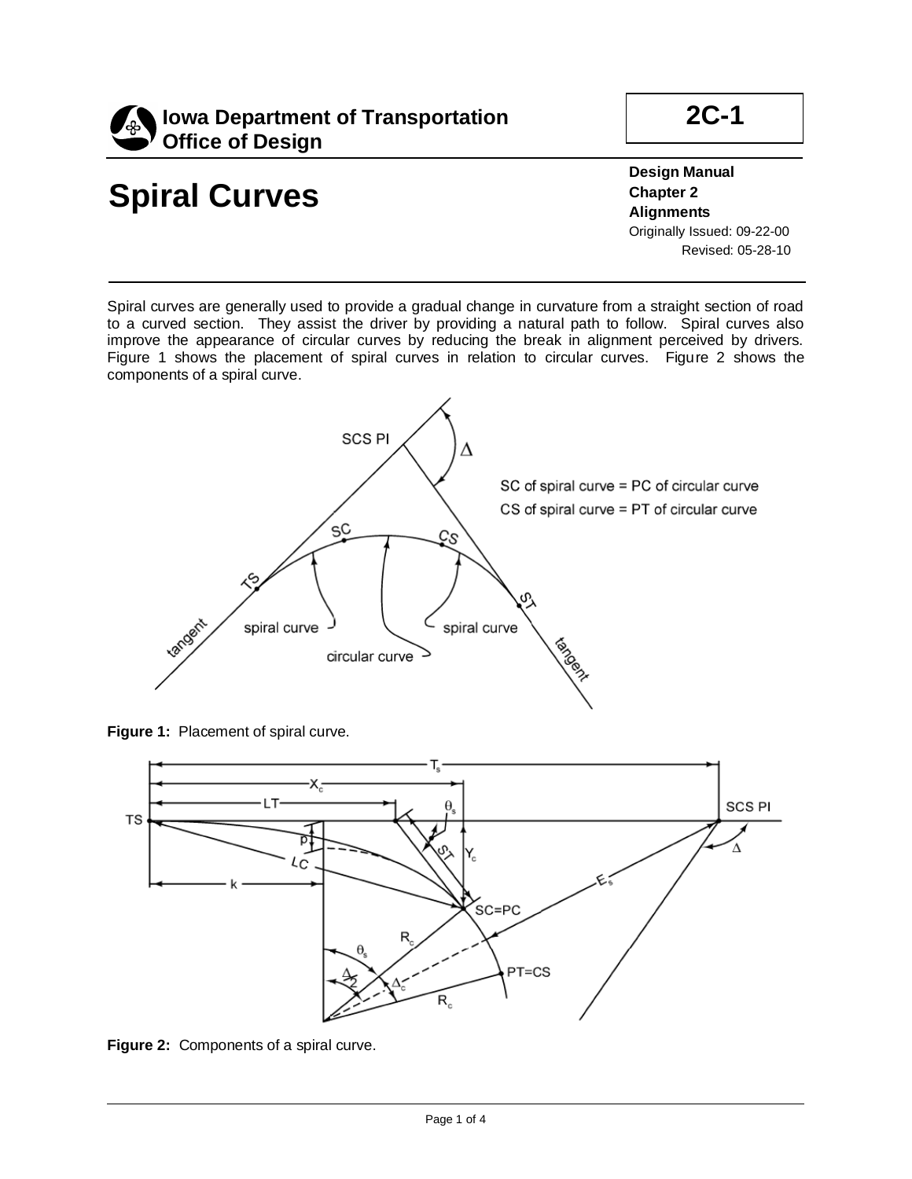# Spiral Curves

**Design Manual**
**Chapter 2**
**Alignments**
Originally Issued: 09-22-00
Revised: 05-28-10

Spiral curves are generally used to provide a gradual change in curvature from a straight section of road to a curved section. They assist the driver by providing a natural path to follow. Spiral curves also improve the appearance of circular curves by reducing the break in alignment perceived by drivers. Figure 1 shows the placement of spiral curves in relation to circular curves. Figure 2 shows the components of a spiral curve.

**Figure 1:** Placement of spiral curve.

**Figure 2:** Components of a spiral curve.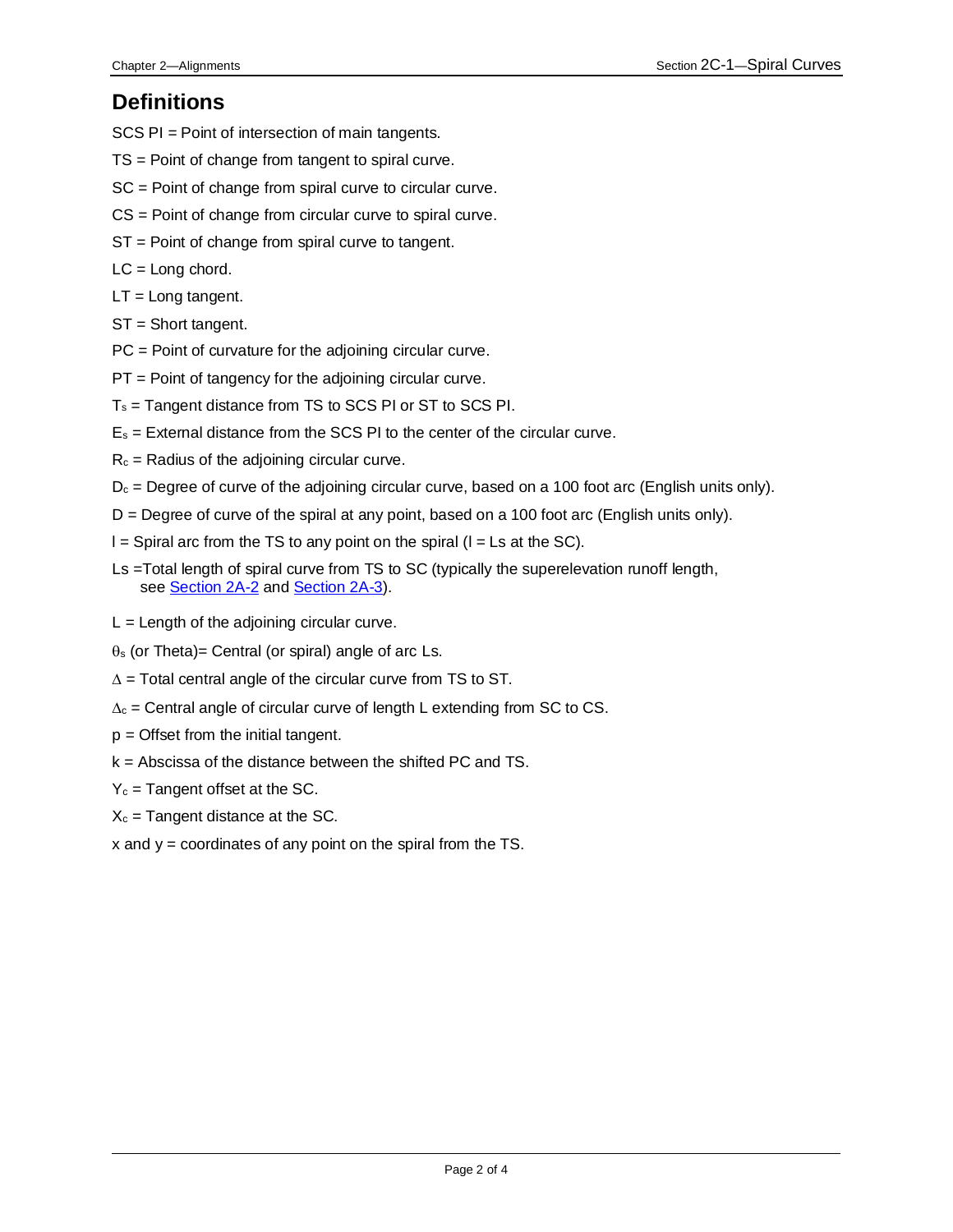## Definitions

SCS PI = Point of intersection of main tangents.

TS = Point of change from tangent to spiral curve.

SC = Point of change from spiral curve to circular curve.

CS = Point of change from circular curve to spiral curve.

ST = Point of change from spiral curve to tangent.

LC = Long chord.

LT = Long tangent.

ST = Short tangent.

PC = Point of curvature for the adjoining circular curve.

PT = Point of tangency for the adjoining circular curve.

$T_s$ = Tangent distance from TS to SCS PI or ST to SCS PI.

$E_s$ = External distance from the SCS PI to the center of the circular curve.

$R_c$ = Radius of the adjoining circular curve.

$D_c$ = Degree of curve of the adjoining circular curve, based on a 100 foot arc (English units only).

D = Degree of curve of the spiral at any point, based on a 100 foot arc (English units only).

l = Spiral arc from the TS to any point on the spiral (l = Ls at the SC).

Ls =Total length of spiral curve from TS to SC (typically the superelevation runoff length, see Section 2A-2 and Section 2A-3).

L = Length of the adjoining circular curve.

$\theta_s$ (or Theta)= Central (or spiral) angle of arc Ls.

$\Delta$ = Total central angle of the circular curve from TS to ST.

$\Delta_c$ = Central angle of circular curve of length L extending from SC to CS.

p = Offset from the initial tangent.

k = Abscissa of the distance between the shifted PC and TS.

$Y_c$ = Tangent offset at the SC.

$X_c$ = Tangent distance at the SC.

x and y = coordinates of any point on the spiral from the TS.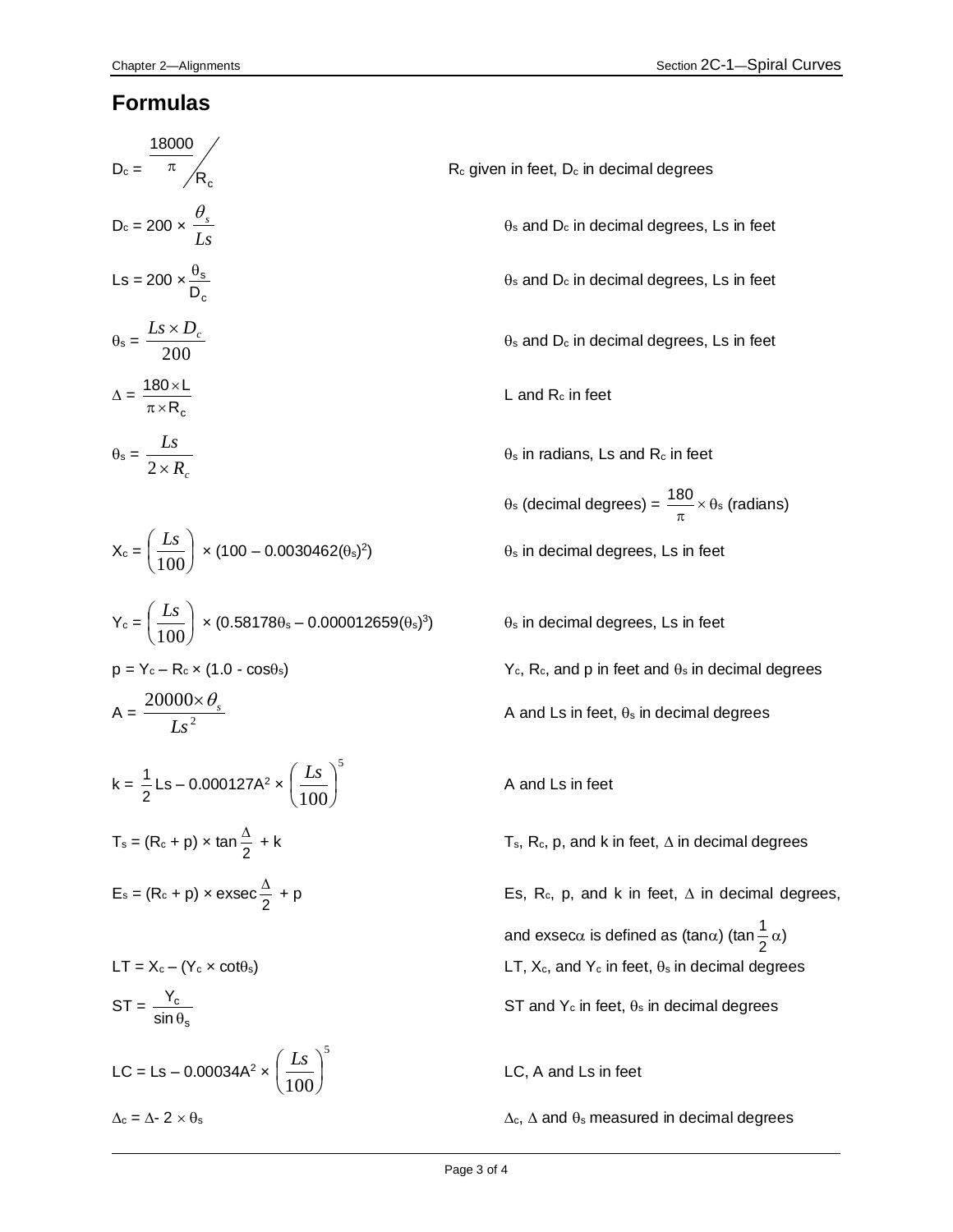## Formulas

$D_c = \dfrac{18000/\pi}{R_c}$ — $R_c$ given in feet, $D_c$ in decimal degrees

$D_c = 200 \times \dfrac{\theta_s}{Ls}$ — $\theta_s$ and $D_c$ in decimal degrees, Ls in feet

$Ls = 200 \times \dfrac{\theta_s}{D_c}$ — $\theta_s$ and $D_c$ in decimal degrees, Ls in feet

$\theta_s = \dfrac{Ls \times D_c}{200}$ — $\theta_s$ and $D_c$ in decimal degrees, Ls in feet

$\Delta = \dfrac{180 \times L}{\pi \times R_c}$ — L and $R_c$ in feet

$\theta_s = \dfrac{Ls}{2 \times R_c}$ — $\theta_s$ in radians, Ls and $R_c$ in feet

$\theta_s$ (decimal degrees) $= \dfrac{180}{\pi} \times \theta_s$ (radians)

$X_c = \left(\dfrac{Ls}{100}\right) \times (100 - 0.0030462(\theta_s)^2)$ — $\theta_s$ in decimal degrees, Ls in feet

$Y_c = \left(\dfrac{Ls}{100}\right) \times (0.58178\theta_s - 0.000012659(\theta_s)^3)$ — $\theta_s$ in decimal degrees, Ls in feet

$p = Y_c - R_c \times (1.0 - \cos\theta_s)$ — $Y_c$, $R_c$, and p in feet and $\theta_s$ in decimal degrees

$A = \dfrac{20000 \times \theta_s}{Ls^2}$ — A and Ls in feet, $\theta_s$ in decimal degrees

$k = \dfrac{1}{2} Ls - 0.000127A^2 \times \left(\dfrac{Ls}{100}\right)^5$ — A and Ls in feet

$T_s = (R_c + p) \times \tan\dfrac{\Delta}{2} + k$ — $T_s$, $R_c$, p, and k in feet, $\Delta$ in decimal degrees

$E_s = (R_c + p) \times \operatorname{exsec}\dfrac{\Delta}{2} + p$ — Es, $R_c$, p, and k in feet, $\Delta$ in decimal degrees, and $\operatorname{exsec}\alpha$ is defined as $(\tan\alpha)(\tan\dfrac{1}{2}\alpha)$

$LT = X_c - (Y_c \times \cot\theta_s)$ — LT, $X_c$, and $Y_c$ in feet, $\theta_s$ in decimal degrees

$ST = \dfrac{Y_c}{\sin\theta_s}$ — ST and $Y_c$ in feet, $\theta_s$ in decimal degrees

$LC = Ls - 0.00034A^2 \times \left(\dfrac{Ls}{100}\right)^5$ — LC, A and Ls in feet

$\Delta_c = \Delta - 2 \times \theta_s$ — $\Delta_c$, $\Delta$ and $\theta_s$ measured in decimal degrees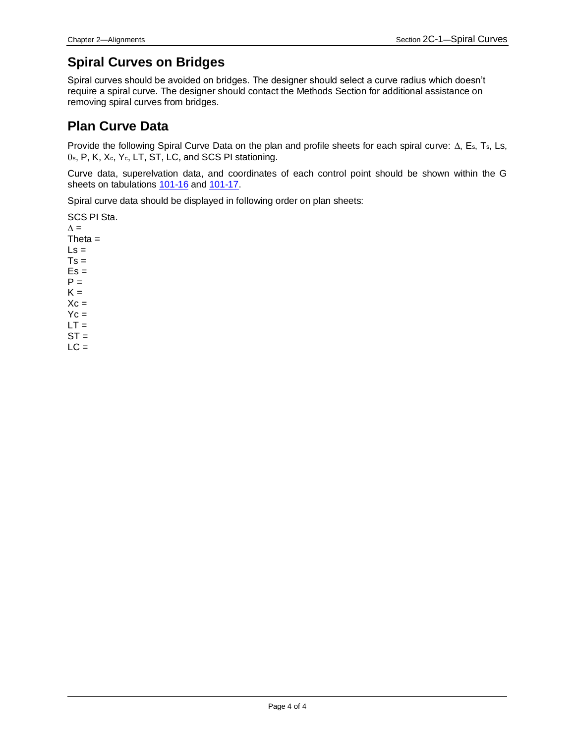## Spiral Curves on Bridges

Spiral curves should be avoided on bridges. The designer should select a curve radius which doesn't require a spiral curve. The designer should contact the Methods Section for additional assistance on removing spiral curves from bridges.

## Plan Curve Data

Provide the following Spiral Curve Data on the plan and profile sheets for each spiral curve: $\Delta$, $E_s$, $T_s$, Ls, $\theta_s$, P, K, $X_c$, $Y_c$, LT, ST, LC, and SCS PI stationing.

Curve data, superelvation data, and coordinates of each control point should be shown within the G sheets on tabulations [101-16](101-16) and [101-17](101-17).

Spiral curve data should be displayed in following order on plan sheets:

SCS PI Sta.
$\Delta$ =
Theta =
Ls =
Ts =
Es =
P =
K =
Xc =
Yc =
LT =
ST =
LC =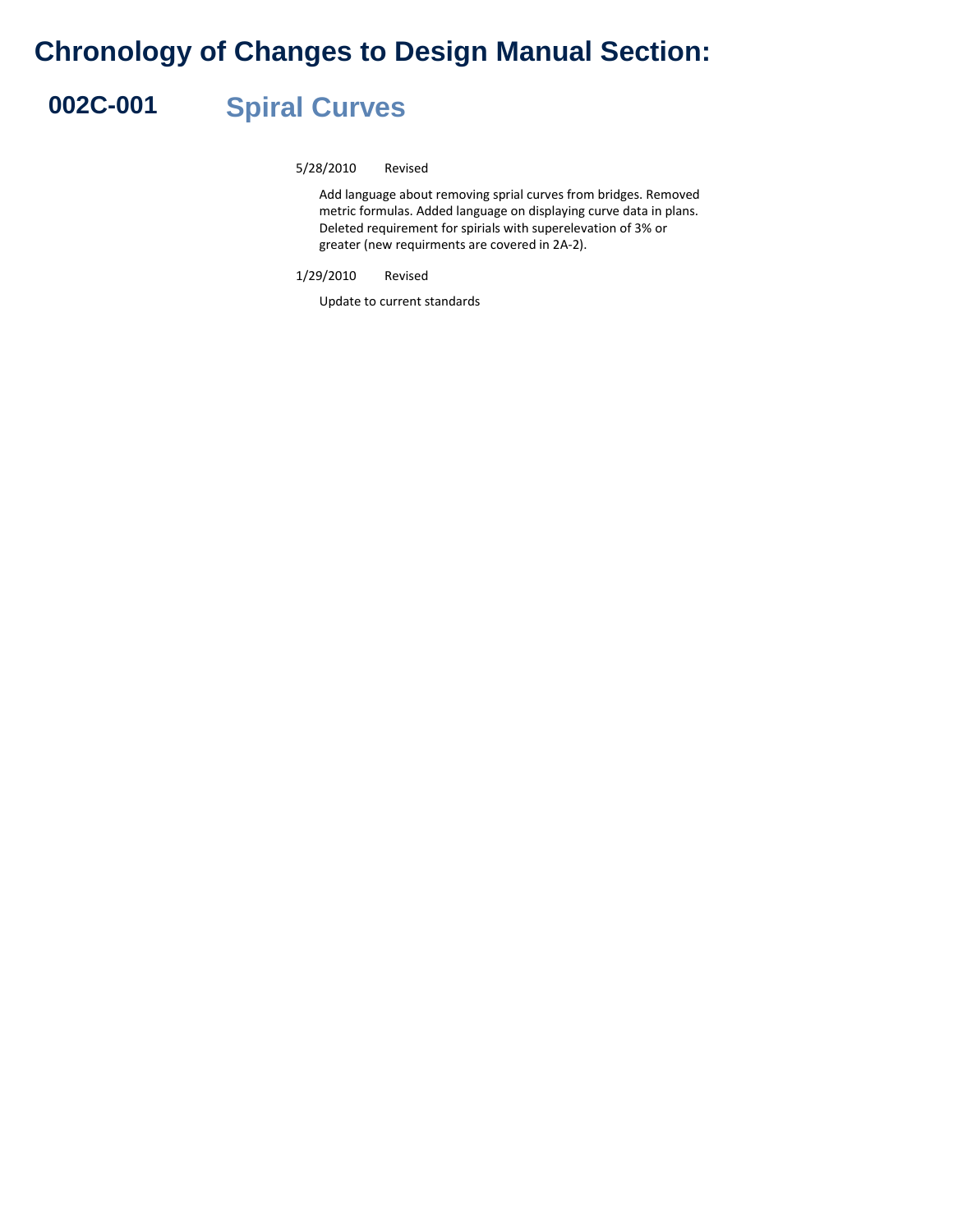# Chronology of Changes to Design Manual Section:

## 002C-001 Spiral Curves

5/28/2010 Revised

Add language about removing sprial curves from bridges. Removed metric formulas. Added language on displaying curve data in plans. Deleted requirement for spirials with superelevation of 3% or greater (new requirments are covered in 2A-2).

1/29/2010 Revised

Update to current standards